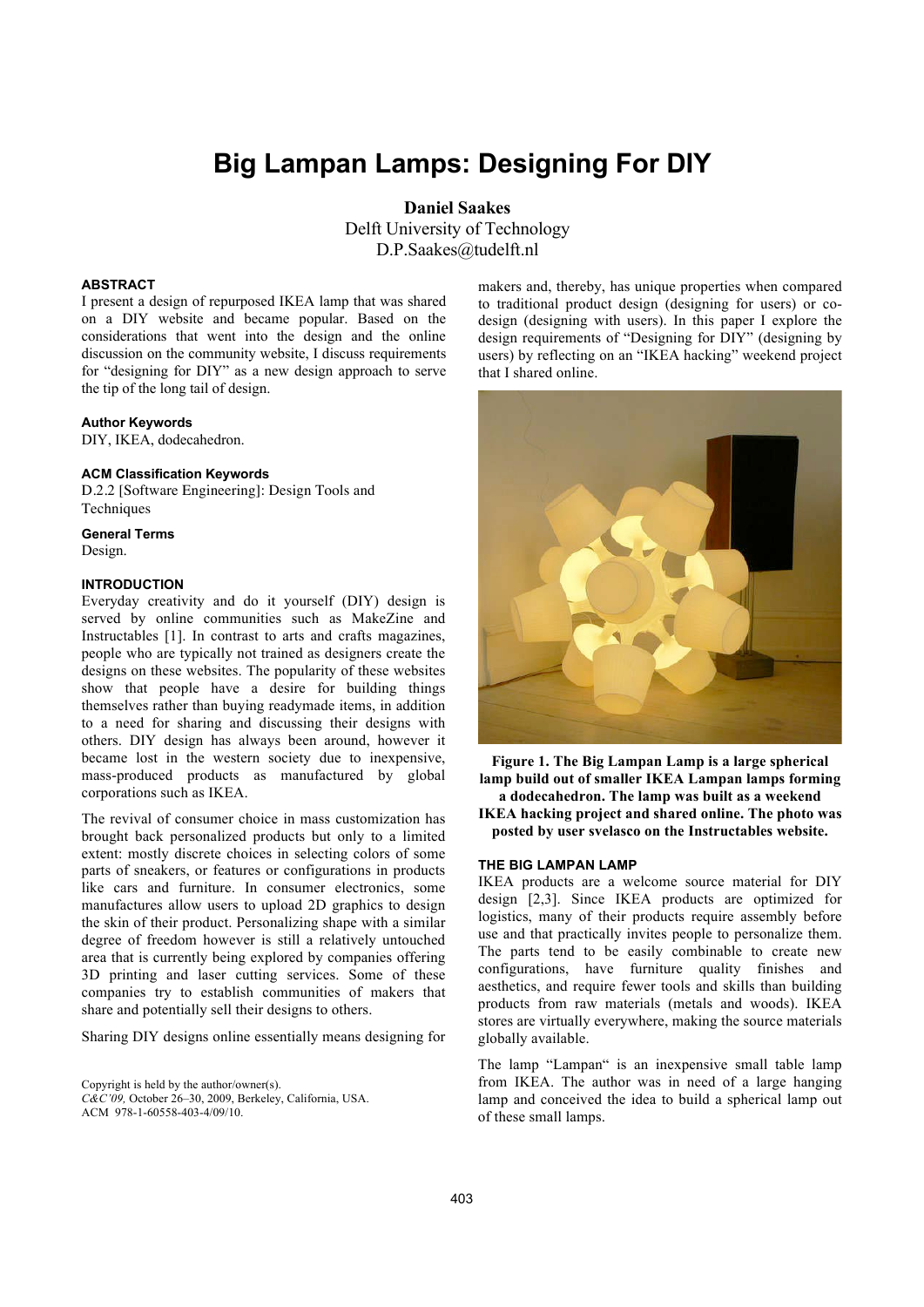# Big Lampan Lamps: Designing For DIY

**Daniel Saakes**
Delft University of Technology
D.P.Saakes@tudelft.nl

## ABSTRACT

I present a design of repurposed IKEA lamp that was shared on a DIY website and became popular. Based on the considerations that went into the design and the online discussion on the community website, I discuss requirements for "designing for DIY" as a new design approach to serve the tip of the long tail of design.

### Author Keywords

DIY, IKEA, dodecahedron.

### ACM Classification Keywords

D.2.2 [Software Engineering]: Design Tools and Techniques

### General Terms

Design.

## INTRODUCTION

Everyday creativity and do it yourself (DIY) design is served by online communities such as MakeZine and Instructables [1]. In contrast to arts and crafts magazines, people who are typically not trained as designers create the designs on these websites. The popularity of these websites show that people have a desire for building things themselves rather than buying readymade items, in addition to a need for sharing and discussing their designs with others. DIY design has always been around, however it became lost in the western society due to inexpensive, mass-produced products as manufactured by global corporations such as IKEA.

The revival of consumer choice in mass customization has brought back personalized products but only to a limited extent: mostly discrete choices in selecting colors of some parts of sneakers, or features or configurations in products like cars and furniture. In consumer electronics, some manufactures allow users to upload 2D graphics to design the skin of their product. Personalizing shape with a similar degree of freedom however is still a relatively untouched area that is currently being explored by companies offering 3D printing and laser cutting services. Some of these companies try to establish communities of makers that share and potentially sell their designs to others.

Sharing DIY designs online essentially means designing for makers and, thereby, has unique properties when compared to traditional product design (designing for users) or co-design (designing with users). In this paper I explore the design requirements of "Designing for DIY" (designing by users) by reflecting on an "IKEA hacking" weekend project that I shared online.

**Figure 1. The Big Lampan Lamp is a large spherical lamp build out of smaller IKEA Lampan lamps forming a dodecahedron. The lamp was built as a weekend IKEA hacking project and shared online. The photo was posted by user svelasco on the Instructables website.**

## THE BIG LAMPAN LAMP

IKEA products are a welcome source material for DIY design [2,3]. Since IKEA products are optimized for logistics, many of their products require assembly before use and that practically invites people to personalize them. The parts tend to be easily combinable to create new configurations, have furniture quality finishes and aesthetics, and require fewer tools and skills than building products from raw materials (metals and woods). IKEA stores are virtually everywhere, making the source materials globally available.

The lamp "Lampan" is an inexpensive small table lamp from IKEA. The author was in need of a large hanging lamp and conceived the idea to build a spherical lamp out of these small lamps.

Copyright is held by the author/owner(s).
*C&C'09,* October 26–30, 2009, Berkeley, California, USA.
ACM 978-1-60558-403-4/09/10.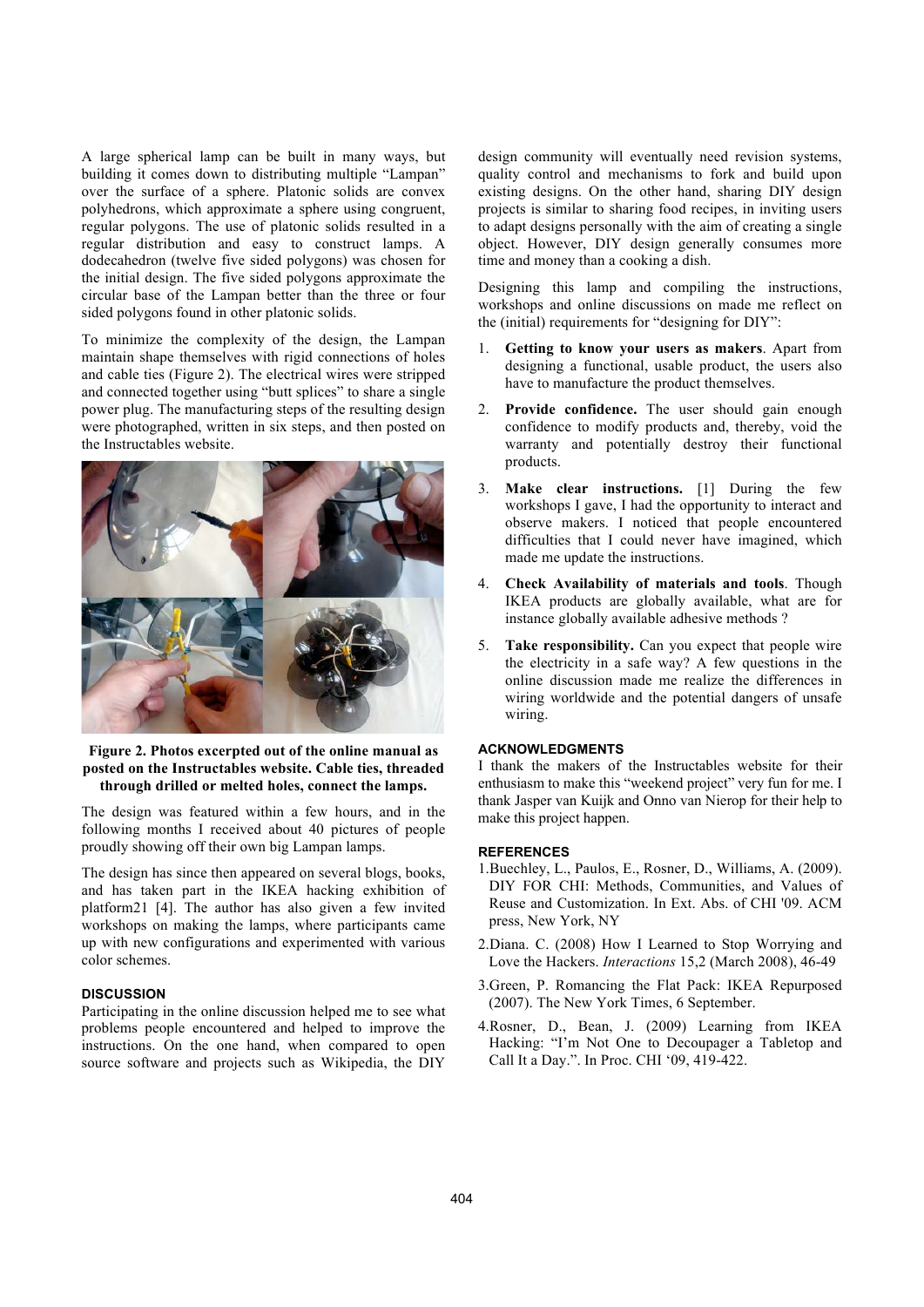A large spherical lamp can be built in many ways, but building it comes down to distributing multiple "Lampan" over the surface of a sphere. Platonic solids are convex polyhedrons, which approximate a sphere using congruent, regular polygons. The use of platonic solids resulted in a regular distribution and easy to construct lamps. A dodecahedron (twelve five sided polygons) was chosen for the initial design. The five sided polygons approximate the circular base of the Lampan better than the three or four sided polygons found in other platonic solids.

To minimize the complexity of the design, the Lampan maintain shape themselves with rigid connections of holes and cable ties (Figure 2). The electrical wires were stripped and connected together using "butt splices" to share a single power plug. The manufacturing steps of the resulting design were photographed, written in six steps, and then posted on the Instructables website.

**Figure 2. Photos excerpted out of the online manual as posted on the Instructables website. Cable ties, threaded through drilled or melted holes, connect the lamps.**

The design was featured within a few hours, and in the following months I received about 40 pictures of people proudly showing off their own big Lampan lamps.

The design has since then appeared on several blogs, books, and has taken part in the IKEA hacking exhibition of platform21 [4]. The author has also given a few invited workshops on making the lamps, where participants came up with new configurations and experimented with various color schemes.

## DISCUSSION

Participating in the online discussion helped me to see what problems people encountered and helped to improve the instructions. On the one hand, when compared to open source software and projects such as Wikipedia, the DIY design community will eventually need revision systems, quality control and mechanisms to fork and build upon existing designs. On the other hand, sharing DIY design projects is similar to sharing food recipes, in inviting users to adapt designs personally with the aim of creating a single object. However, DIY design generally consumes more time and money than a cooking a dish.

Designing this lamp and compiling the instructions, workshops and online discussions on made me reflect on the (initial) requirements for "designing for DIY":

1. **Getting to know your users as makers**. Apart from designing a functional, usable product, the users also have to manufacture the product themselves.
2. **Provide confidence.** The user should gain enough confidence to modify products and, thereby, void the warranty and potentially destroy their functional products.
3. **Make clear instructions.** [1] During the few workshops I gave, I had the opportunity to interact and observe makers. I noticed that people encountered difficulties that I could never have imagined, which made me update the instructions.
4. **Check Availability of materials and tools**. Though IKEA products are globally available, what are for instance globally available adhesive methods ?
5. **Take responsibility.** Can you expect that people wire the electricity in a safe way? A few questions in the online discussion made me realize the differences in wiring worldwide and the potential dangers of unsafe wiring.

## ACKNOWLEDGMENTS

I thank the makers of the Instructables website for their enthusiasm to make this "weekend project" very fun for me. I thank Jasper van Kuijk and Onno van Nierop for their help to make this project happen.

## REFERENCES

1. Buechley, L., Paulos, E., Rosner, D., Williams, A. (2009). DIY FOR CHI: Methods, Communities, and Values of Reuse and Customization. In Ext. Abs. of CHI '09. ACM press, New York, NY
2. Diana. C. (2008) How I Learned to Stop Worrying and Love the Hackers. *Interactions* 15,2 (March 2008), 46-49
3. Green, P. Romancing the Flat Pack: IKEA Repurposed (2007). The New York Times, 6 September.
4. Rosner, D., Bean, J. (2009) Learning from IKEA Hacking: "I'm Not One to Decoupager a Tabletop and Call It a Day.". In Proc. CHI '09, 419-422.